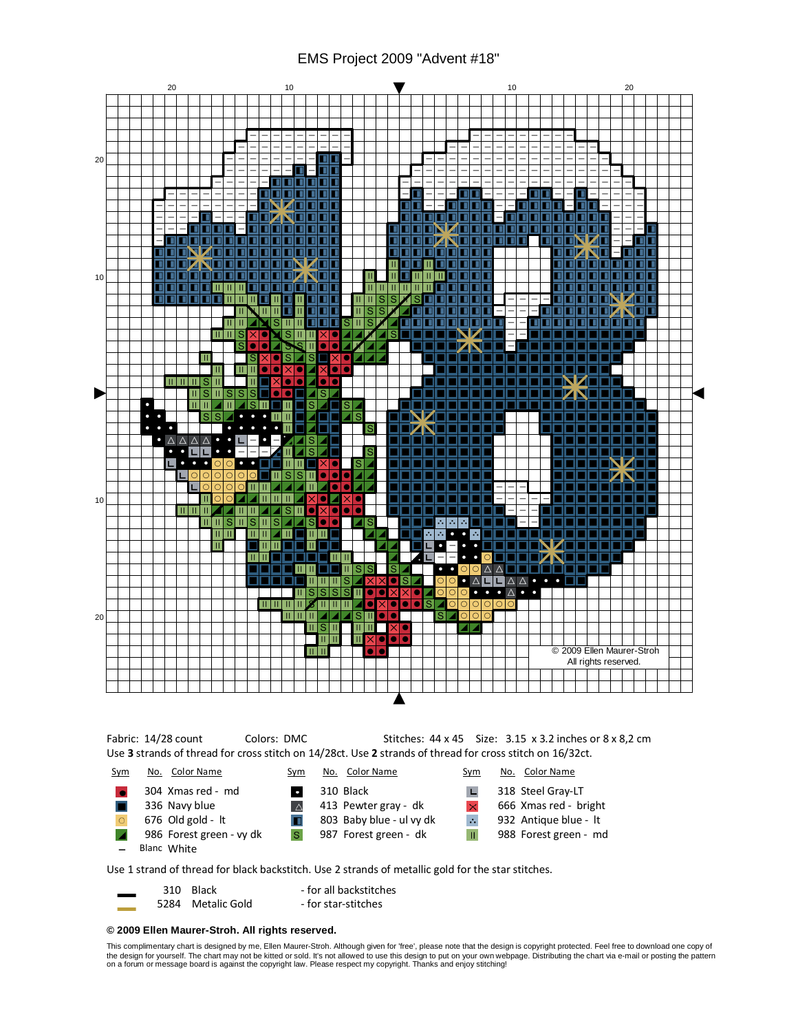# EMS Project 2009 "Advent #18"

© 2009 Ellen Maurer-Stroh
All rights reserved.

Fabric: 14/28 count Colors: DMC Stitches: 44 x 45 Size: 3.15 x 3.2 inches or 8 x 8,2 cm

Use **3** strands of thread for cross stitch on 14/28ct. Use **2** strands of thread for cross stitch on 16/32ct.

| Sym | No. | Color Name | Sym | No. | Color Name | Sym | No. | Color Name |
|---|---|---|---|---|---|---|---|---|
| ● | 304 | Xmas red - md | • | 310 | Black | L | 318 | Steel Gray-LT |
| ■ | 336 | Navy blue | △ | 413 | Pewter gray - dk | X | 666 | Xmas red - bright |
| ○ | 676 | Old gold - lt | ◧ | 803 | Baby blue - ul vy dk | ∴ | 932 | Antique blue - lt |
| ◢ | 986 | Forest green - vy dk | S | 987 | Forest green - dk | II | 988 | Forest green - md |
| – | Blanc | White | | | | | | |

Use 1 strand of thread for black backstitch. Use 2 strands of metallic gold for the star stitches.

| | No. | Color Name | |
|---|---|---|---|
| — | 310 | Black | - for all backstitches |
| — | 5284 | Metalic Gold | - for star-stitches |

**© 2009 Ellen Maurer-Stroh. All rights reserved.**

This complimentary chart is designed by me, Ellen Maurer-Stroh. Although given for 'free', please note that the design is copyright protected. Feel free to download one copy of the design for yourself. The chart may not be kitted or sold. It's not allowed to use this design to put on your own webpage. Distributing the chart via e-mail or posting the pattern on a forum or message board is against the copyright law. Please respect my copyright. Thanks and enjoy stitching!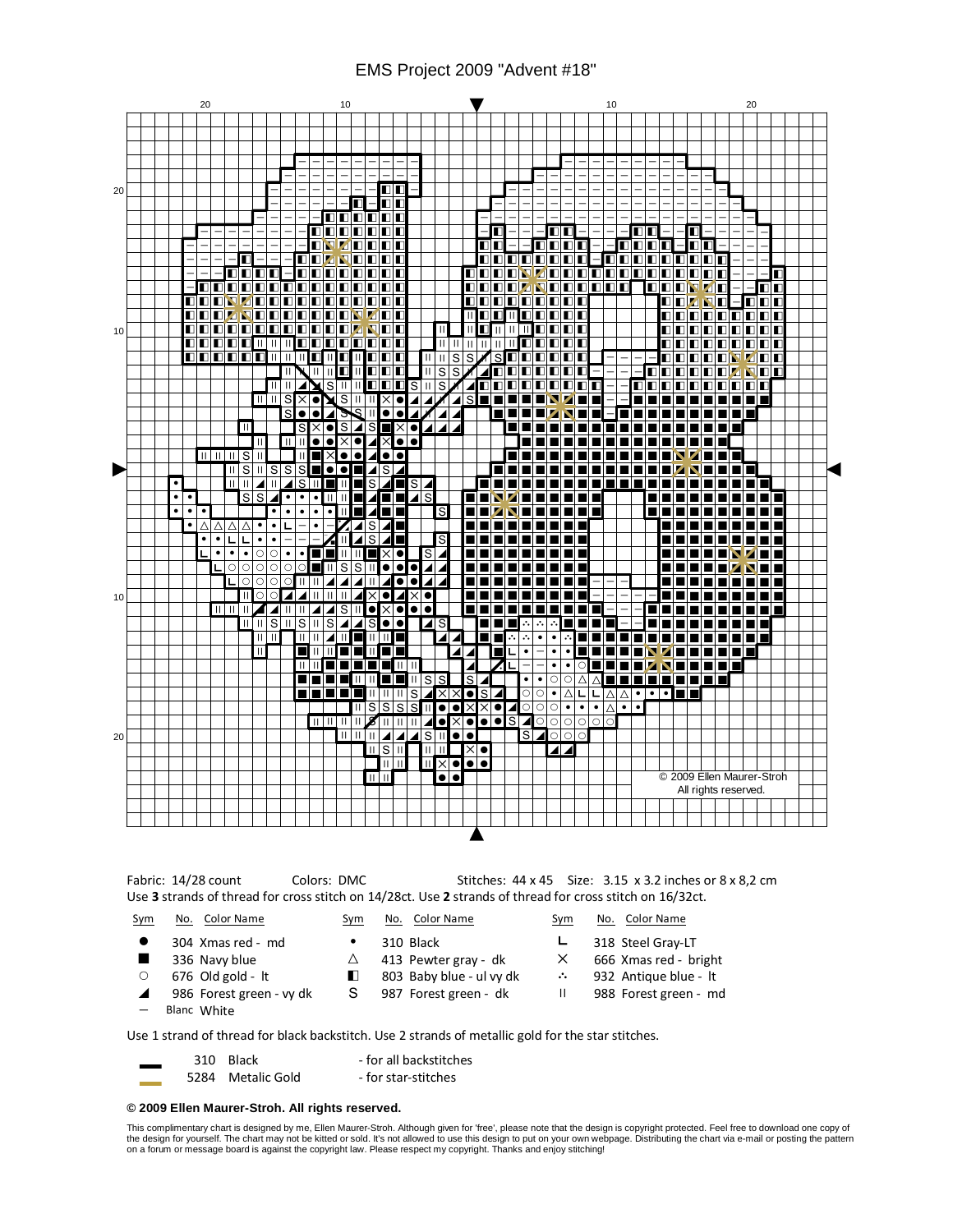# EMS Project 2009 "Advent #18"

20 10 10 20

20

10

10

20

© 2009 Ellen Maurer-Stroh
All rights reserved.

Fabric: 14/28 count Colors: DMC Stitches: 44 x 45 Size: 3.15 x 3.2 inches or 8 x 8,2 cm

Use **3** strands of thread for cross stitch on 14/28ct. Use **2** strands of thread for cross stitch on 16/32ct.

| Sym | No. | Color Name | Sym | No. | Color Name | Sym | No. | Color Name |
|---|---|---|---|---|---|---|---|---|
| ● | 304 | Xmas red - md | • | 310 | Black | L | 318 | Steel Gray-LT |
| ■ | 336 | Navy blue | △ | 413 | Pewter gray - dk | × | 666 | Xmas red - bright |
| ○ | 676 | Old gold - lt | ◧ | 803 | Baby blue - ul vy dk | ∴ | 932 | Antique blue - lt |
| ◢ | 986 | Forest green - vy dk | S | 987 | Forest green - dk | ॥ | 988 | Forest green - md |
| – | Blanc | White | | | | | | |

Use 1 strand of thread for black backstitch. Use 2 strands of metallic gold for the star stitches.

| | | | |
|---|---|---|---|
| ▬ | 310 | Black | - for all backstitches |
| ▬ | 5284 | Metalic Gold | - for star-stitches |

**© 2009 Ellen Maurer-Stroh. All rights reserved.**

This complimentary chart is designed by me, Ellen Maurer-Stroh. Although given for 'free', please note that the design is copyright protected. Feel free to download one copy of the design for yourself. The chart may not be kitted or sold. It's not allowed to use this design to put on your own webpage. Distributing the chart via e-mail or posting the pattern on a forum or message board is against the copyright law. Please respect my copyright. Thanks and enjoy stitching!